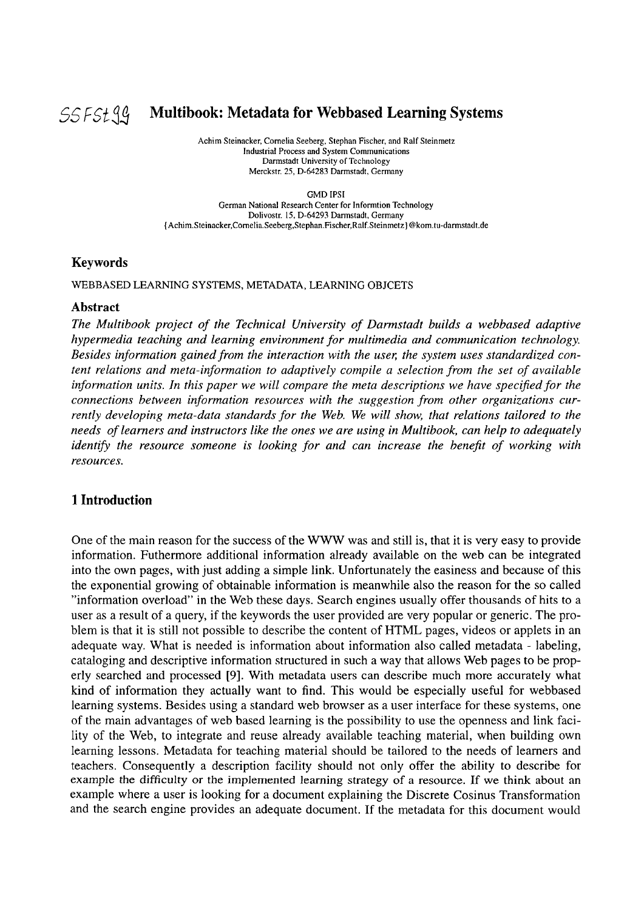# SSFSt99 Multibook: Metadata for Webbased Learning Systems

Achim Steinacker, Cornelia Seeberg, Stephan Fischer, and Ralf Steinmetz
Industrial Process and System Communications
Darmstadt University of Technology
Merckstr. 25, D-64283 Darmstadt, Germany

GMD IPSI
German National Research Center for Informtion Technology
Dolivostr. 15, D-64293 Darmstadt, Germany
{Achim.Steinacker,Cornelia.Seeberg,Stephan.Fischer,Ralf.Steinmetz}@kom.tu-darmstadt.de

## Keywords

WEBBASED LEARNING SYSTEMS, METADATA, LEARNING OBJCETS

## Abstract

*The Multibook project of the Technical University of Darmstadt builds a webbased adaptive hypermedia teaching and learning environment for multimedia and communication technology. Besides information gained from the interaction with the user, the system uses standardized content relations and meta-information to adaptively compile a selection from the set of available information units. In this paper we will compare the meta descriptions we have specified for the connections between information resources with the suggestion from other organizations currently developing meta-data standards for the Web. We will show, that relations tailored to the needs of learners and instructors like the ones we are using in Multibook, can help to adequately identify the resource someone is looking for and can increase the benefit of working with resources.*

## 1 Introduction

One of the main reason for the success of the WWW was and still is, that it is very easy to provide information. Futhermore additional information already available on the web can be integrated into the own pages, with just adding a simple link. Unfortunately the easiness and because of this the exponential growing of obtainable information is meanwhile also the reason for the so called "information overload" in the Web these days. Search engines usually offer thousands of hits to a user as a result of a query, if the keywords the user provided are very popular or generic. The problem is that it is still not possible to describe the content of HTML pages, videos or applets in an adequate way. What is needed is information about information also called metadata - labeling, cataloging and descriptive information structured in such a way that allows Web pages to be properly searched and processed [9]. With metadata users can describe much more accurately what kind of information they actually want to find. This would be especially useful for webbased learning systems. Besides using a standard web browser as a user interface for these systems, one of the main advantages of web based learning is the possibility to use the openness and link facility of the Web, to integrate and reuse already available teaching material, when building own learning lessons. Metadata for teaching material should be tailored to the needs of learners and teachers. Consequently a description facility should not only offer the ability to describe for example the difficulty or the implemented learning strategy of a resource. If we think about an example where a user is looking for a document explaining the Discrete Cosinus Transformation and the search engine provides an adequate document. If the metadata for this document would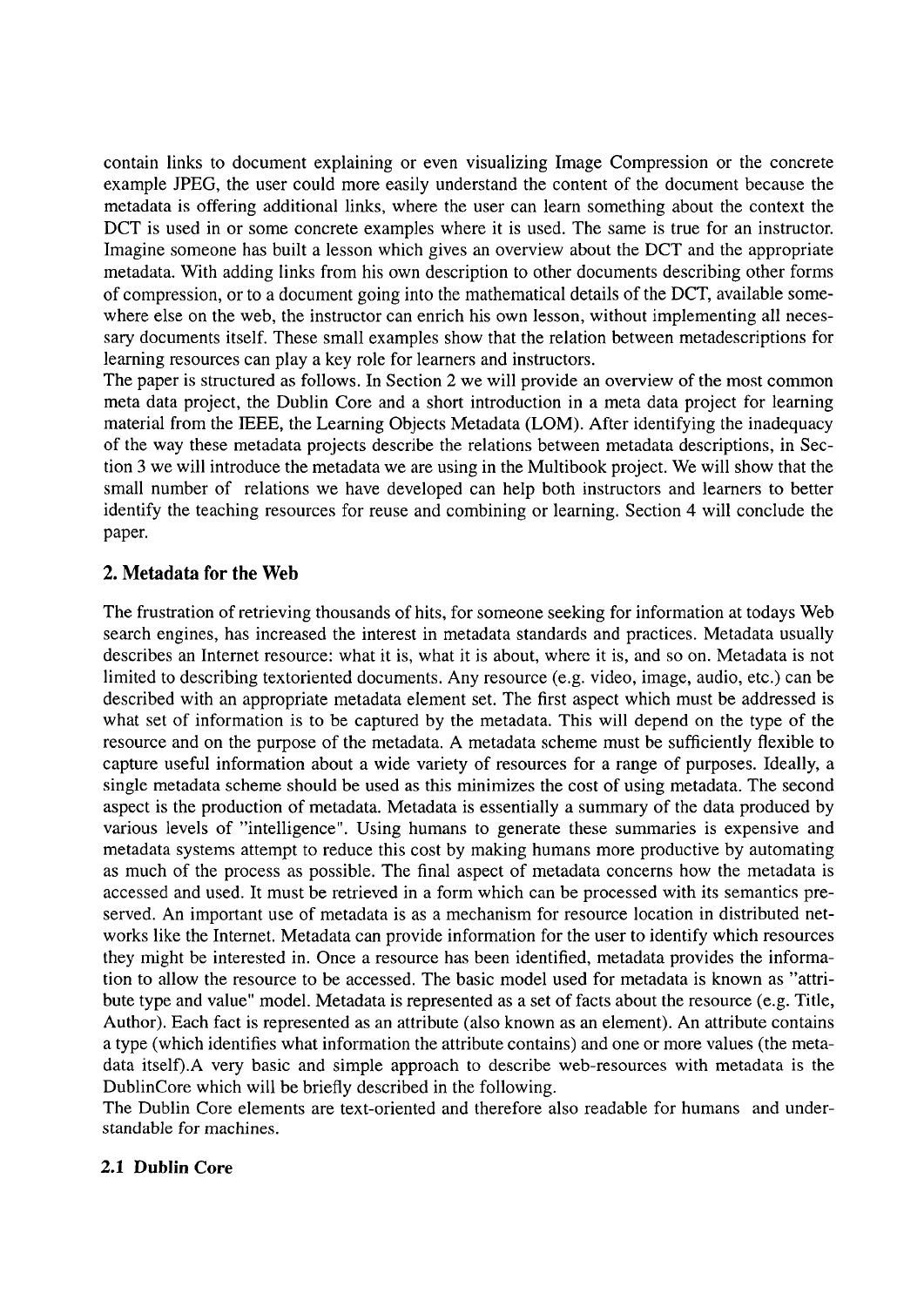contain links to document explaining or even visualizing Image Compression or the concrete example JPEG, the user could more easily understand the content of the document because the metadata is offering additional links, where the user can learn something about the context the DCT is used in or some concrete examples where it is used. The same is true for an instructor. Imagine someone has built a lesson which gives an overview about the DCT and the appropriate metadata. With adding links from his own description to other documents describing other forms of compression, or to a document going into the mathematical details of the DCT, available somewhere else on the web, the instructor can enrich his own lesson, without implementing all necessary documents itself. These small examples show that the relation between metadescriptions for learning resources can play a key role for learners and instructors.

The paper is structured as follows. In Section 2 we will provide an overview of the most common meta data project, the Dublin Core and a short introduction in a meta data project for learning material from the IEEE, the Learning Objects Metadata (LOM). After identifying the inadequacy of the way these metadata projects describe the relations between metadata descriptions, in Section 3 we will introduce the metadata we are using in the Multibook project. We will show that the small number of relations we have developed can help both instructors and learners to better identify the teaching resources for reuse and combining or learning. Section 4 will conclude the paper.

## 2. Metadata for the Web

The frustration of retrieving thousands of hits, for someone seeking for information at todays Web search engines, has increased the interest in metadata standards and practices. Metadata usually describes an Internet resource: what it is, what it is about, where it is, and so on. Metadata is not limited to describing textoriented documents. Any resource (e.g. video, image, audio, etc.) can be described with an appropriate metadata element set. The first aspect which must be addressed is what set of information is to be captured by the metadata. This will depend on the type of the resource and on the purpose of the metadata. A metadata scheme must be sufficiently flexible to capture useful information about a wide variety of resources for a range of purposes. Ideally, a single metadata scheme should be used as this minimizes the cost of using metadata. The second aspect is the production of metadata. Metadata is essentially a summary of the data produced by various levels of "intelligence". Using humans to generate these summaries is expensive and metadata systems attempt to reduce this cost by making humans more productive by automating as much of the process as possible. The final aspect of metadata concerns how the metadata is accessed and used. It must be retrieved in a form which can be processed with its semantics preserved. An important use of metadata is as a mechanism for resource location in distributed networks like the Internet. Metadata can provide information for the user to identify which resources they might be interested in. Once a resource has been identified, metadata provides the information to allow the resource to be accessed. The basic model used for metadata is known as "attribute type and value" model. Metadata is represented as a set of facts about the resource (e.g. Title, Author). Each fact is represented as an attribute (also known as an element). An attribute contains a type (which identifies what information the attribute contains) and one or more values (the metadata itself).A very basic and simple approach to describe web-resources with metadata is the DublinCore which will be briefly described in the following.

The Dublin Core elements are text-oriented and therefore also readable for humans and understandable for machines.

### 2.1 Dublin Core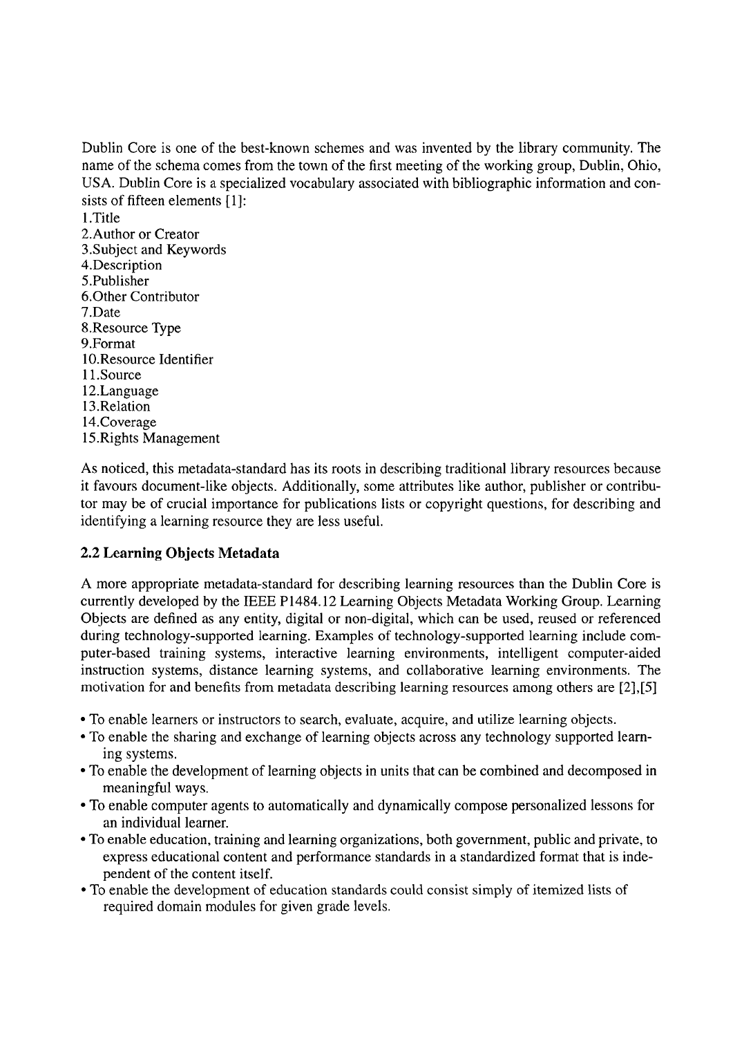Dublin Core is one of the best-known schemes and was invented by the library community. The name of the schema comes from the town of the first meeting of the working group, Dublin, Ohio, USA. Dublin Core is a specialized vocabulary associated with bibliographic information and consists of fifteen elements [1]:

1.Title
2.Author or Creator
3.Subject and Keywords
4.Description
5.Publisher
6.Other Contributor
7.Date
8.Resource Type
9.Format
10.Resource Identifier
11.Source
12.Language
13.Relation
14.Coverage
15.Rights Management

As noticed, this metadata-standard has its roots in describing traditional library resources because it favours document-like objects. Additionally, some attributes like author, publisher or contributor may be of crucial importance for publications lists or copyright questions, for describing and identifying a learning resource they are less useful.

### 2.2 Learning Objects Metadata

A more appropriate metadata-standard for describing learning resources than the Dublin Core is currently developed by the IEEE P1484.12 Learning Objects Metadata Working Group. Learning Objects are defined as any entity, digital or non-digital, which can be used, reused or referenced during technology-supported learning. Examples of technology-supported learning include computer-based training systems, interactive learning environments, intelligent computer-aided instruction systems, distance learning systems, and collaborative learning environments. The motivation for and benefits from metadata describing learning resources among others are [2],[5]

- To enable learners or instructors to search, evaluate, acquire, and utilize learning objects.
- To enable the sharing and exchange of learning objects across any technology supported learning systems.
- To enable the development of learning objects in units that can be combined and decomposed in meaningful ways.
- To enable computer agents to automatically and dynamically compose personalized lessons for an individual learner.
- To enable education, training and learning organizations, both government, public and private, to express educational content and performance standards in a standardized format that is independent of the content itself.
- To enable the development of education standards could consist simply of itemized lists of required domain modules for given grade levels.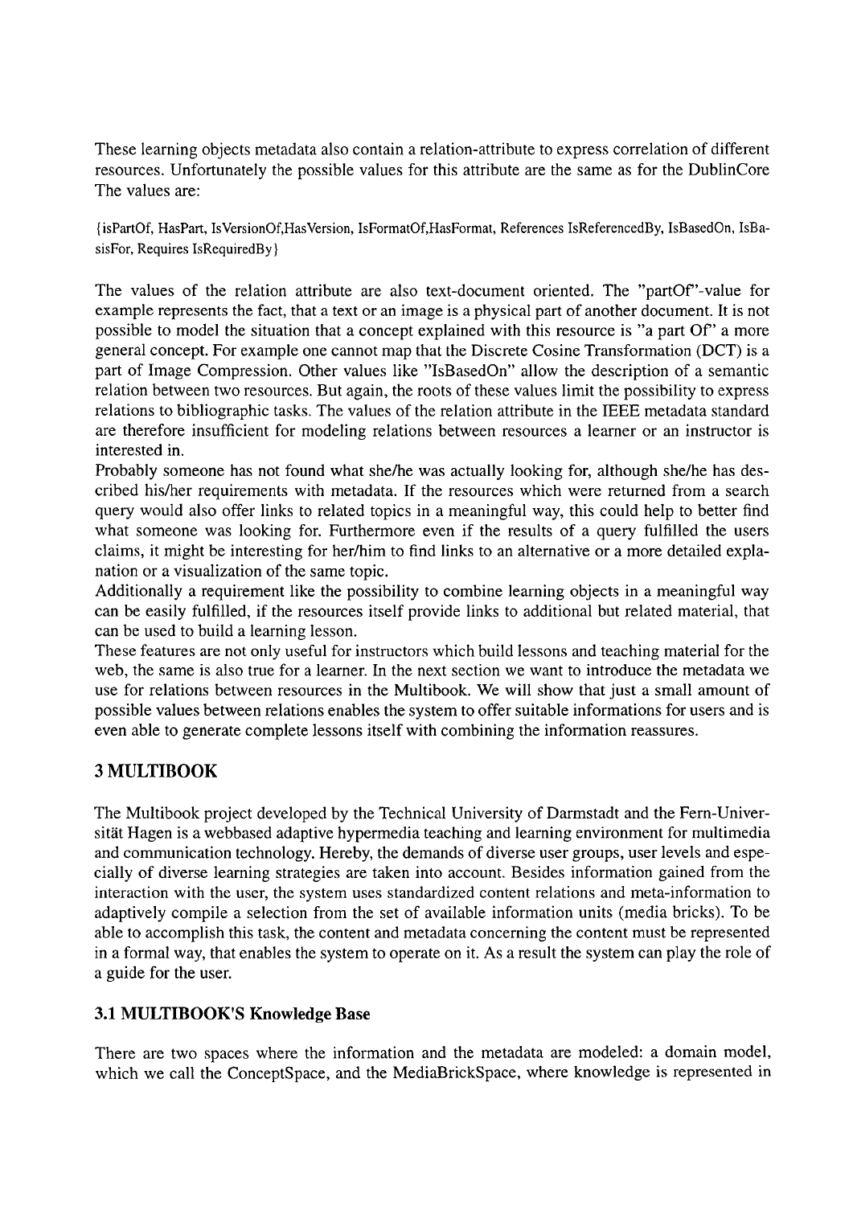These learning objects metadata also contain a relation-attribute to express correlation of different resources. Unfortunately the possible values for this attribute are the same as for the DublinCore The values are:

{isPartOf, HasPart, IsVersionOf,HasVersion, IsFormatOf,HasFormat, References IsReferencedBy, IsBasedOn, IsBasisFor, Requires IsRequiredBy}

The values of the relation attribute are also text-document oriented. The "partOf"-value for example represents the fact, that a text or an image is a physical part of another document. It is not possible to model the situation that a concept explained with this resource is "a part Of" a more general concept. For example one cannot map that the Discrete Cosine Transformation (DCT) is a part of Image Compression. Other values like "IsBasedOn" allow the description of a semantic relation between two resources. But again, the roots of these values limit the possibility to express relations to bibliographic tasks. The values of the relation attribute in the IEEE metadata standard are therefore insufficient for modeling relations between resources a learner or an instructor is interested in.

Probably someone has not found what she/he was actually looking for, although she/he has described his/her requirements with metadata. If the resources which were returned from a search query would also offer links to related topics in a meaningful way, this could help to better find what someone was looking for. Furthermore even if the results of a query fulfilled the users claims, it might be interesting for her/him to find links to an alternative or a more detailed explanation or a visualization of the same topic.

Additionally a requirement like the possibility to combine learning objects in a meaningful way can be easily fulfilled, if the resources itself provide links to additional but related material, that can be used to build a learning lesson.

These features are not only useful for instructors which build lessons and teaching material for the web, the same is also true for a learner. In the next section we want to introduce the metadata we use for relations between resources in the Multibook. We will show that just a small amount of possible values between relations enables the system to offer suitable informations for users and is even able to generate complete lessons itself with combining the information reassures.

## 3 MULTIBOOK

The Multibook project developed by the Technical University of Darmstadt and the Fern-Universität Hagen is a webbased adaptive hypermedia teaching and learning environment for multimedia and communication technology. Hereby, the demands of diverse user groups, user levels and especially of diverse learning strategies are taken into account. Besides information gained from the interaction with the user, the system uses standardized content relations and meta-information to adaptively compile a selection from the set of available information units (media bricks). To be able to accomplish this task, the content and metadata concerning the content must be represented in a formal way, that enables the system to operate on it. As a result the system can play the role of a guide for the user.

### 3.1 MULTIBOOK'S Knowledge Base

There are two spaces where the information and the metadata are modeled: a domain model, which we call the ConceptSpace, and the MediaBrickSpace, where knowledge is represented in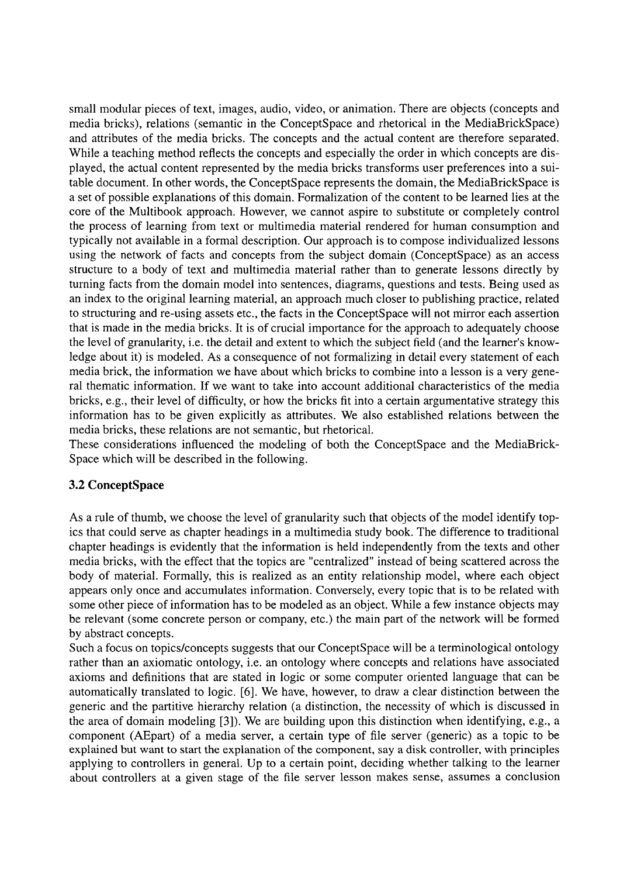small modular pieces of text, images, audio, video, or animation. There are objects (concepts and media bricks), relations (semantic in the ConceptSpace and rhetorical in the MediaBrickSpace) and attributes of the media bricks. The concepts and the actual content are therefore separated. While a teaching method reflects the concepts and especially the order in which concepts are displayed, the actual content represented by the media bricks transforms user preferences into a suitable document. In other words, the ConceptSpace represents the domain, the MediaBrickSpace is a set of possible explanations of this domain. Formalization of the content to be learned lies at the core of the Multibook approach. However, we cannot aspire to substitute or completely control the process of learning from text or multimedia material rendered for human consumption and typically not available in a formal description. Our approach is to compose individualized lessons using the network of facts and concepts from the subject domain (ConceptSpace) as an access structure to a body of text and multimedia material rather than to generate lessons directly by turning facts from the domain model into sentences, diagrams, questions and tests. Being used as an index to the original learning material, an approach much closer to publishing practice, related to structuring and re-using assets etc., the facts in the ConceptSpace will not mirror each assertion that is made in the media bricks. It is of crucial importance for the approach to adequately choose the level of granularity, i.e. the detail and extent to which the subject field (and the learner's knowledge about it) is modeled. As a consequence of not formalizing in detail every statement of each media brick, the information we have about which bricks to combine into a lesson is a very general thematic information. If we want to take into account additional characteristics of the media bricks, e.g., their level of difficulty, or how the bricks fit into a certain argumentative strategy this information has to be given explicitly as attributes. We also established relations between the media bricks, these relations are not semantic, but rhetorical.

These considerations influenced the modeling of both the ConceptSpace and the MediaBrick-Space which will be described in the following.

### 3.2 ConceptSpace

As a rule of thumb, we choose the level of granularity such that objects of the model identify topics that could serve as chapter headings in a multimedia study book. The difference to traditional chapter headings is evidently that the information is held independently from the texts and other media bricks, with the effect that the topics are "centralized" instead of being scattered across the body of material. Formally, this is realized as an entity relationship model, where each object appears only once and accumulates information. Conversely, every topic that is to be related with some other piece of information has to be modeled as an object. While a few instance objects may be relevant (some concrete person or company, etc.) the main part of the network will be formed by abstract concepts.

Such a focus on topics/concepts suggests that our ConceptSpace will be a terminological ontology rather than an axiomatic ontology, i.e. an ontology where concepts and relations have associated axioms and definitions that are stated in logic or some computer oriented language that can be automatically translated to logic. [6]. We have, however, to draw a clear distinction between the generic and the partitive hierarchy relation (a distinction, the necessity of which is discussed in the area of domain modeling [3]). We are building upon this distinction when identifying, e.g., a component (AEpart) of a media server, a certain type of file server (generic) as a topic to be explained but want to start the explanation of the component, say a disk controller, with principles applying to controllers in general. Up to a certain point, deciding whether talking to the learner about controllers at a given stage of the file server lesson makes sense, assumes a conclusion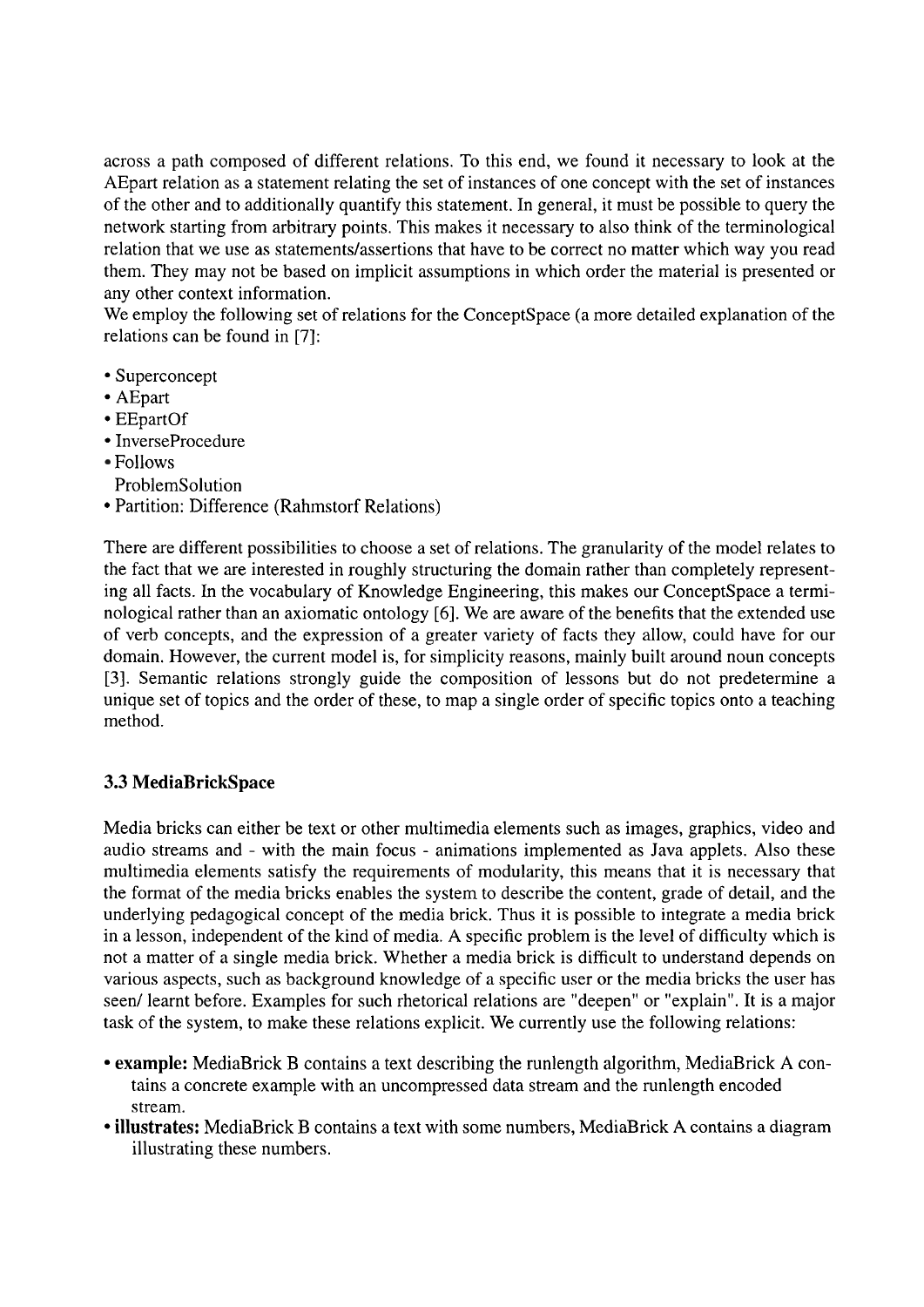across a path composed of different relations. To this end, we found it necessary to look at the AEpart relation as a statement relating the set of instances of one concept with the set of instances of the other and to additionally quantify this statement. In general, it must be possible to query the network starting from arbitrary points. This makes it necessary to also think of the terminological relation that we use as statements/assertions that have to be correct no matter which way you read them. They may not be based on implicit assumptions in which order the material is presented or any other context information.

We employ the following set of relations for the ConceptSpace (a more detailed explanation of the relations can be found in [7]:

- Superconcept
- AEpart
- EEpartOf
- InverseProcedure
- Follows
  ProblemSolution
- Partition: Difference (Rahmstorf Relations)

There are different possibilities to choose a set of relations. The granularity of the model relates to the fact that we are interested in roughly structuring the domain rather than completely representing all facts. In the vocabulary of Knowledge Engineering, this makes our ConceptSpace a terminological rather than an axiomatic ontology [6]. We are aware of the benefits that the extended use of verb concepts, and the expression of a greater variety of facts they allow, could have for our domain. However, the current model is, for simplicity reasons, mainly built around noun concepts [3]. Semantic relations strongly guide the composition of lessons but do not predetermine a unique set of topics and the order of these, to map a single order of specific topics onto a teaching method.

### 3.3 MediaBrickSpace

Media bricks can either be text or other multimedia elements such as images, graphics, video and audio streams and - with the main focus - animations implemented as Java applets. Also these multimedia elements satisfy the requirements of modularity, this means that it is necessary that the format of the media bricks enables the system to describe the content, grade of detail, and the underlying pedagogical concept of the media brick. Thus it is possible to integrate a media brick in a lesson, independent of the kind of media. A specific problem is the level of difficulty which is not a matter of a single media brick. Whether a media brick is difficult to understand depends on various aspects, such as background knowledge of a specific user or the media bricks the user has seen/ learnt before. Examples for such rhetorical relations are "deepen" or "explain". It is a major task of the system, to make these relations explicit. We currently use the following relations:

- **example:** MediaBrick B contains a text describing the runlength algorithm, MediaBrick A contains a concrete example with an uncompressed data stream and the runlength encoded stream.
- **illustrates:** MediaBrick B contains a text with some numbers, MediaBrick A contains a diagram illustrating these numbers.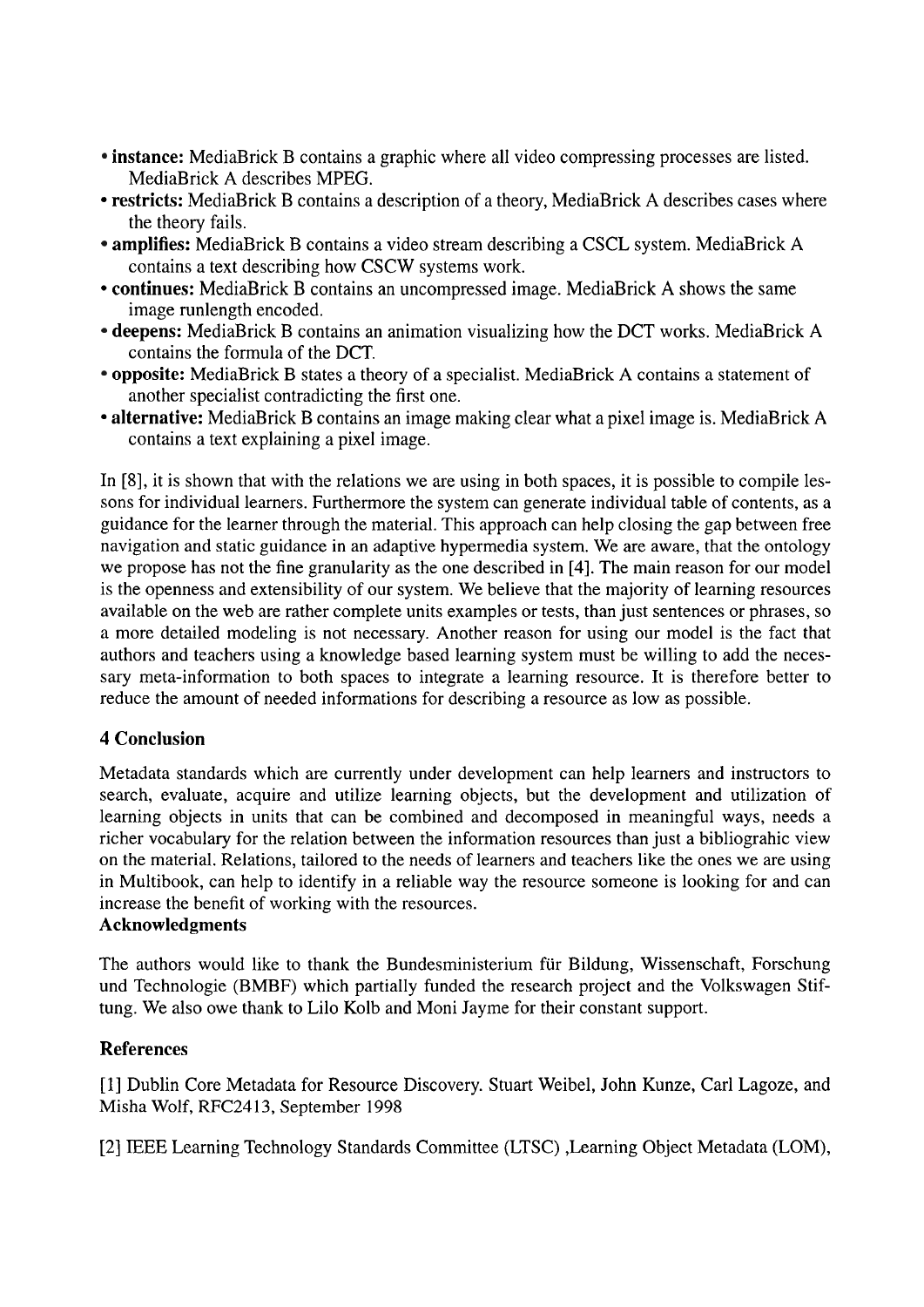- **instance:** MediaBrick B contains a graphic where all video compressing processes are listed. MediaBrick A describes MPEG.
- **restricts:** MediaBrick B contains a description of a theory, MediaBrick A describes cases where the theory fails.
- **amplifies:** MediaBrick B contains a video stream describing a CSCL system. MediaBrick A contains a text describing how CSCW systems work.
- **continues:** MediaBrick B contains an uncompressed image. MediaBrick A shows the same image runlength encoded.
- **deepens:** MediaBrick B contains an animation visualizing how the DCT works. MediaBrick A contains the formula of the DCT.
- **opposite:** MediaBrick B states a theory of a specialist. MediaBrick A contains a statement of another specialist contradicting the first one.
- **alternative:** MediaBrick B contains an image making clear what a pixel image is. MediaBrick A contains a text explaining a pixel image.

In [8], it is shown that with the relations we are using in both spaces, it is possible to compile lessons for individual learners. Furthermore the system can generate individual table of contents, as a guidance for the learner through the material. This approach can help closing the gap between free navigation and static guidance in an adaptive hypermedia system. We are aware, that the ontology we propose has not the fine granularity as the one described in [4]. The main reason for our model is the openness and extensibility of our system. We believe that the majority of learning resources available on the web are rather complete units examples or tests, than just sentences or phrases, so a more detailed modeling is not necessary. Another reason for using our model is the fact that authors and teachers using a knowledge based learning system must be willing to add the necessary meta-information to both spaces to integrate a learning resource. It is therefore better to reduce the amount of needed informations for describing a resource as low as possible.

## 4 Conclusion

Metadata standards which are currently under development can help learners and instructors to search, evaluate, acquire and utilize learning objects, but the development and utilization of learning objects in units that can be combined and decomposed in meaningful ways, needs a richer vocabulary for the relation between the information resources than just a bibliograhic view on the material. Relations, tailored to the needs of learners and teachers like the ones we are using in Multibook, can help to identify in a reliable way the resource someone is looking for and can increase the benefit of working with the resources.

**Acknowledgments**

The authors would like to thank the Bundesministerium für Bildung, Wissenschaft, Forschung und Technologie (BMBF) which partially funded the research project and the Volkswagen Stiftung. We also owe thank to Lilo Kolb and Moni Jayme for their constant support.

## References

[1] Dublin Core Metadata for Resource Discovery. Stuart Weibel, John Kunze, Carl Lagoze, and Misha Wolf, RFC2413, September 1998

[2] IEEE Learning Technology Standards Committee (LTSC) ,Learning Object Metadata (LOM),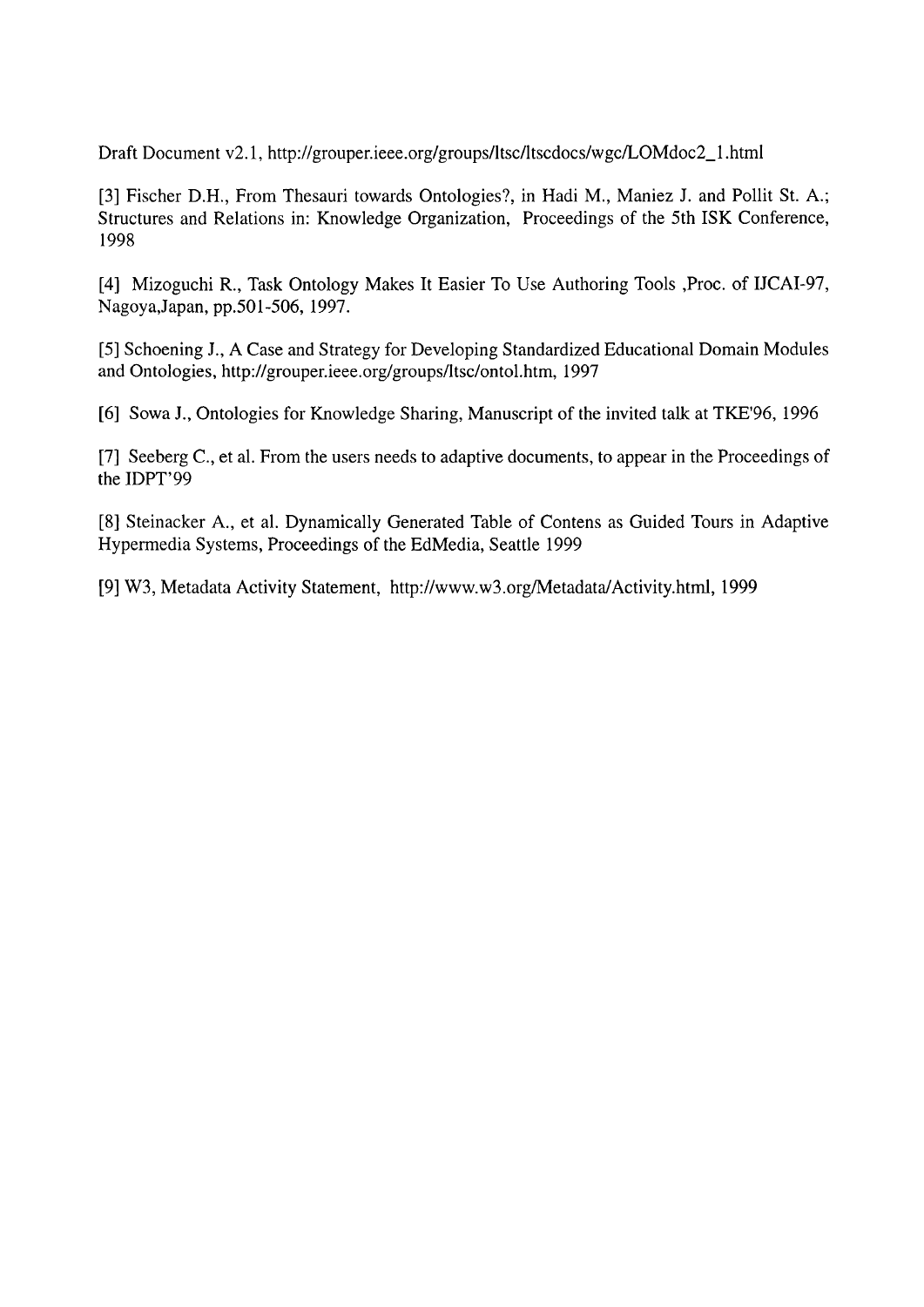Draft Document v2.1, http://grouper.ieee.org/groups/ltsc/ltscdocs/wgc/LOMdoc2_1.html

[3] Fischer D.H., From Thesauri towards Ontologies?, in Hadi M., Maniez J. and Pollit St. A.; Structures and Relations in: Knowledge Organization, Proceedings of the 5th ISK Conference, 1998

[4] Mizoguchi R., Task Ontology Makes It Easier To Use Authoring Tools ,Proc. of IJCAI-97, Nagoya,Japan, pp.501-506, 1997.

[5] Schoening J., A Case and Strategy for Developing Standardized Educational Domain Modules and Ontologies, http://grouper.ieee.org/groups/ltsc/ontol.htm, 1997

[6] Sowa J., Ontologies for Knowledge Sharing, Manuscript of the invited talk at TKE'96, 1996

[7] Seeberg C., et al. From the users needs to adaptive documents, to appear in the Proceedings of the IDPT'99

[8] Steinacker A., et al. Dynamically Generated Table of Contens as Guided Tours in Adaptive Hypermedia Systems, Proceedings of the EdMedia, Seattle 1999

[9] W3, Metadata Activity Statement, http://www.w3.org/Metadata/Activity.html, 1999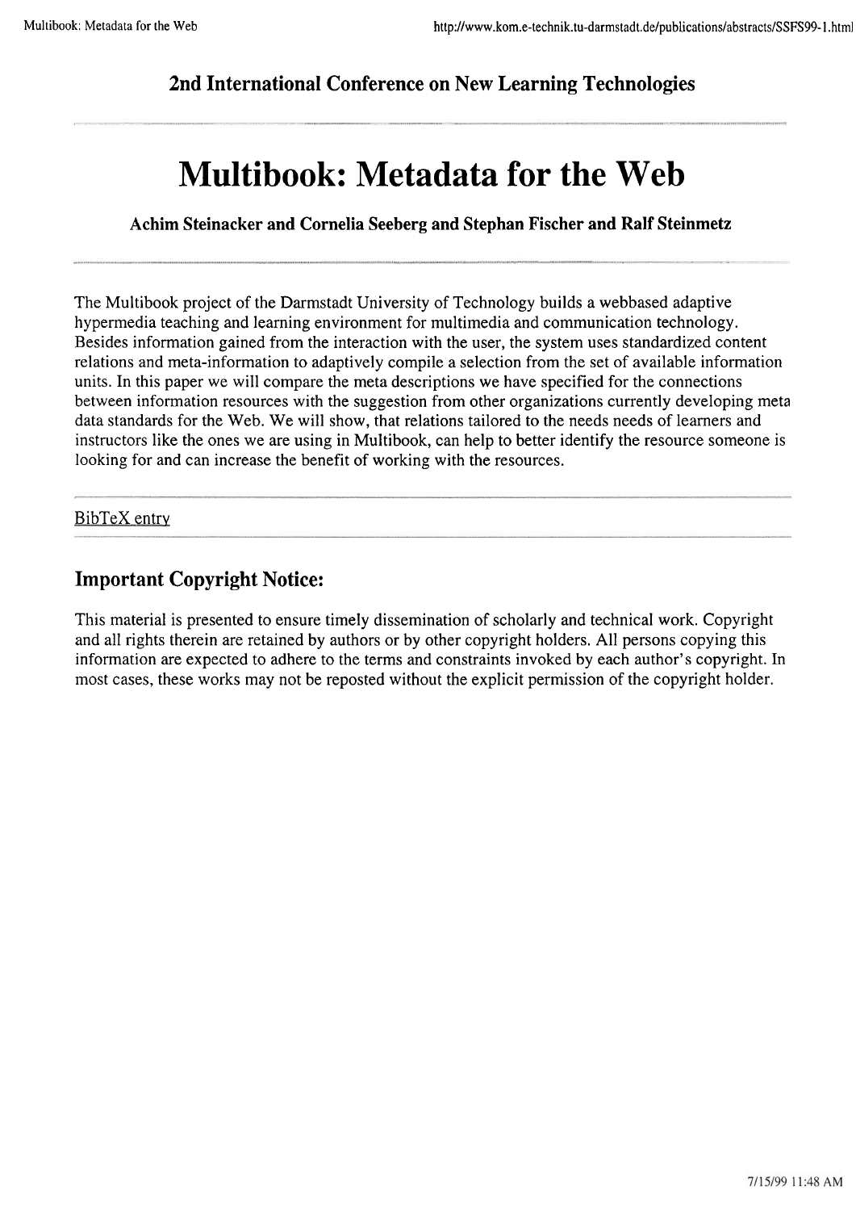## 2nd International Conference on New Learning Technologies

# Multibook: Metadata for the Web

**Achim Steinacker and Cornelia Seeberg and Stephan Fischer and Ralf Steinmetz**

The Multibook project of the Darmstadt University of Technology builds a webbased adaptive hypermedia teaching and learning environment for multimedia and communication technology. Besides information gained from the interaction with the user, the system uses standardized content relations and meta-information to adaptively compile a selection from the set of available information units. In this paper we will compare the meta descriptions we have specified for the connections between information resources with the suggestion from other organizations currently developing meta data standards for the Web. We will show, that relations tailored to the needs needs of learners and instructors like the ones we are using in Multibook, can help to better identify the resource someone is looking for and can increase the benefit of working with the resources.

BibTeX entry

## Important Copyright Notice:

This material is presented to ensure timely dissemination of scholarly and technical work. Copyright and all rights therein are retained by authors or by other copyright holders. All persons copying this information are expected to adhere to the terms and constraints invoked by each author's copyright. In most cases, these works may not be reposted without the explicit permission of the copyright holder.